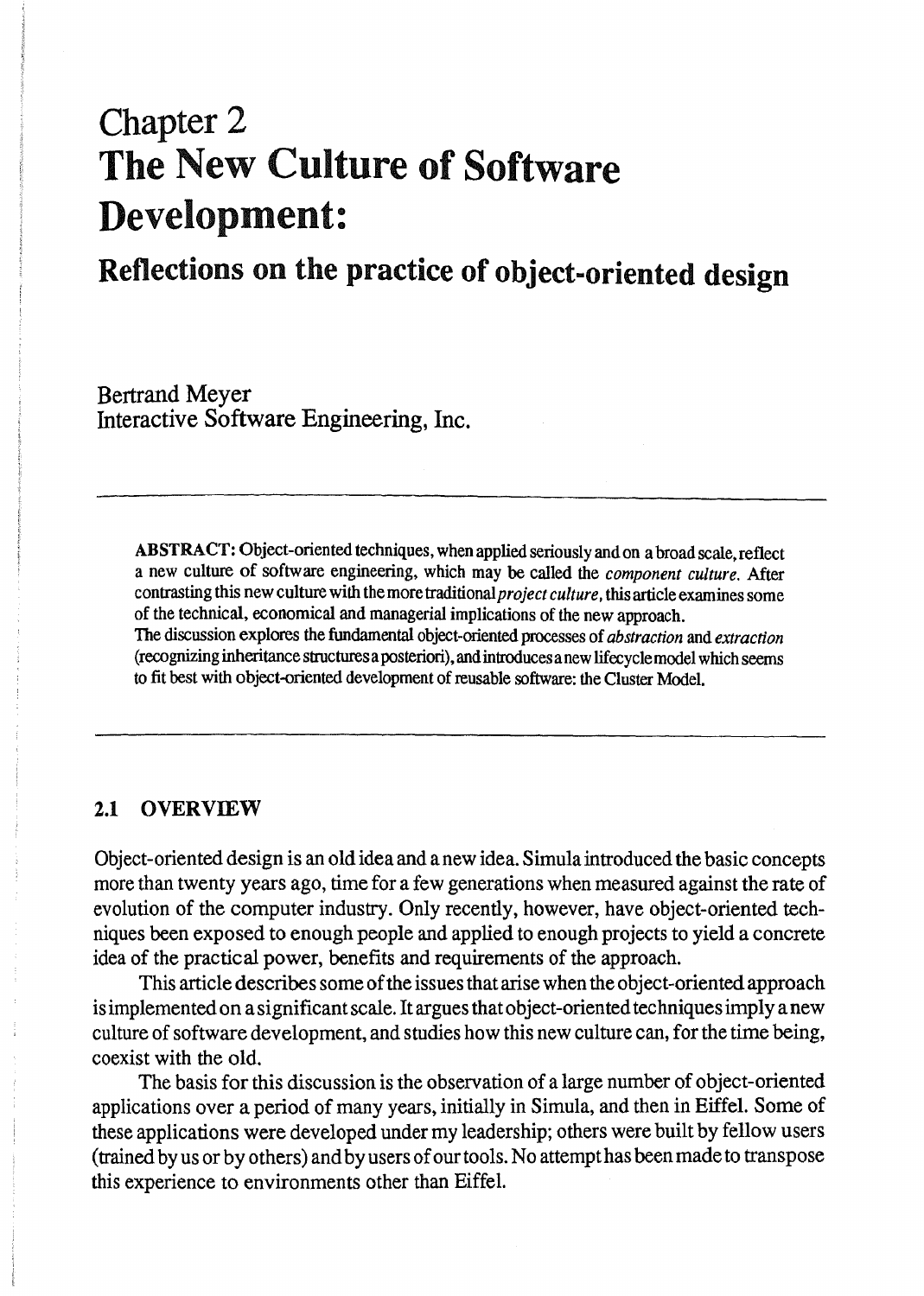# Chapter 2
# The New Culture of Software Development:

## Reflections on the practice of object-oriented design

Bertrand Meyer
Interactive Software Engineering, Inc.

---

**ABSTRACT:** Object-oriented techniques, when applied seriously and on a broad scale, reflect a new culture of software engineering, which may be called the *component culture*. After contrasting this new culture with the more traditional *project culture*, this article examines some of the technical, economical and managerial implications of the new approach.
The discussion explores the fundamental object-oriented processes of *abstraction* and *extraction* (recognizing inheritance structures a posteriori), and introduces a new lifecycle model which seems to fit best with object-oriented development of reusable software: the Cluster Model.

---

### 2.1 OVERVIEW

Object-oriented design is an old idea and a new idea. Simula introduced the basic concepts more than twenty years ago, time for a few generations when measured against the rate of evolution of the computer industry. Only recently, however, have object-oriented techniques been exposed to enough people and applied to enough projects to yield a concrete idea of the practical power, benefits and requirements of the approach.

This article describes some of the issues that arise when the object-oriented approach is implemented on a significant scale. It argues that object-oriented techniques imply a new culture of software development, and studies how this new culture can, for the time being, coexist with the old.

The basis for this discussion is the observation of a large number of object-oriented applications over a period of many years, initially in Simula, and then in Eiffel. Some of these applications were developed under my leadership; others were built by fellow users (trained by us or by others) and by users of our tools. No attempt has been made to transpose this experience to environments other than Eiffel.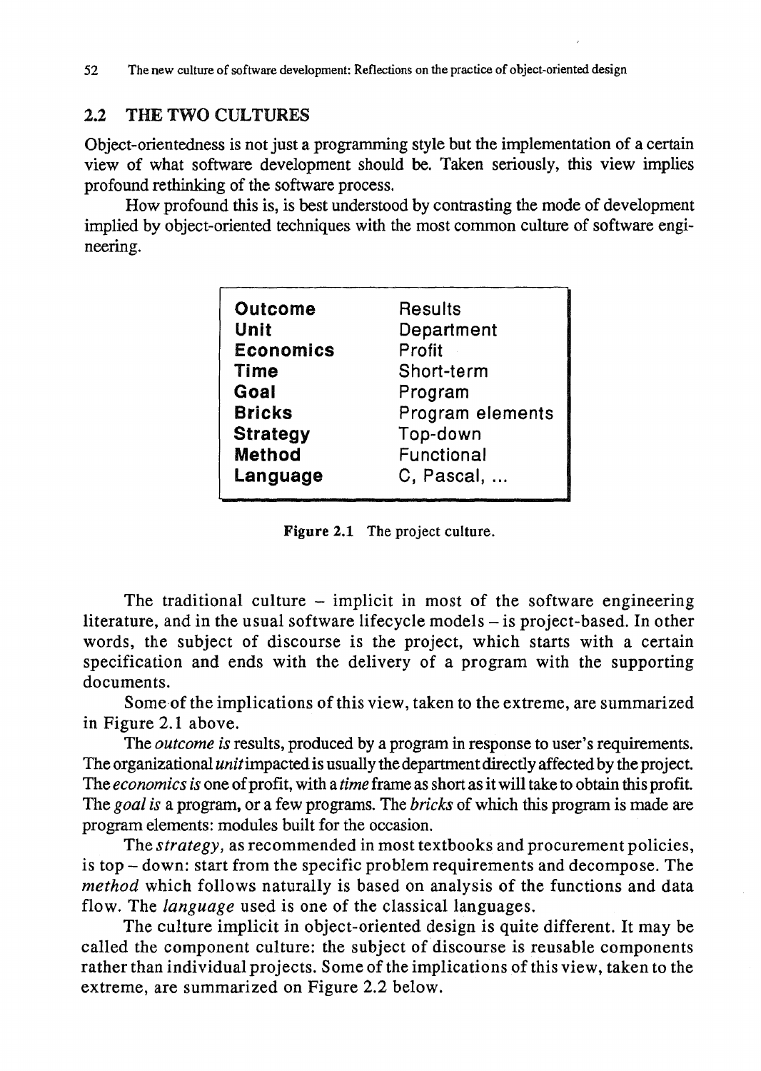## 2.2 THE TWO CULTURES

Object-orientedness is not just a programming style but the implementation of a certain view of what software development should be. Taken seriously, this view implies profound rethinking of the software process.

How profound this is, is best understood by contrasting the mode of development implied by object-oriented techniques with the most common culture of software engineering.

| | |
|---|---|
| **Outcome** | Results |
| **Unit** | Department |
| **Economics** | Profit |
| **Time** | Short-term |
| **Goal** | Program |
| **Bricks** | Program elements |
| **Strategy** | Top-down |
| **Method** | Functional |
| **Language** | C, Pascal, ... |

**Figure 2.1** The project culture.

The traditional culture – implicit in most of the software engineering literature, and in the usual software lifecycle models – is project-based. In other words, the subject of discourse is the project, which starts with a certain specification and ends with the delivery of a program with the supporting documents.

Some of the implications of this view, taken to the extreme, are summarized in Figure 2.1 above.

The *outcome is* results, produced by a program in response to user's requirements. The organizational *unit* impacted is usually the department directly affected by the project. The *economics is* one of profit, with a *time* frame as short as it will take to obtain this profit. The *goal is* a program, or a few programs. The *bricks* of which this program is made are program elements: modules built for the occasion.

The *strategy,* as recommended in most textbooks and procurement policies, is top – down: start from the specific problem requirements and decompose. The *method* which follows naturally is based on analysis of the functions and data flow. The *language* used is one of the classical languages.

The culture implicit in object-oriented design is quite different. It may be called the component culture: the subject of discourse is reusable components rather than individual projects. Some of the implications of this view, taken to the extreme, are summarized on Figure 2.2 below.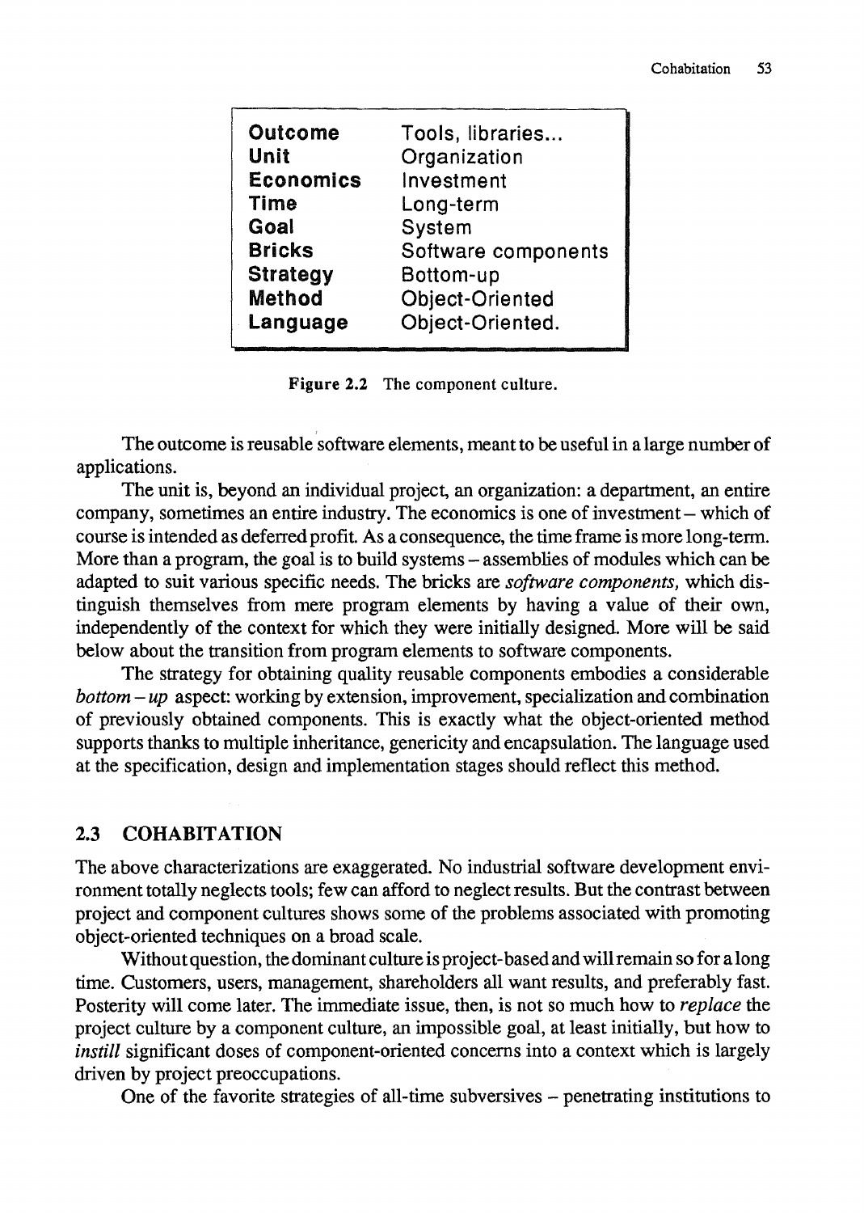| | |
|---|---|
| **Outcome** | Tools, libraries... |
| **Unit** | Organization |
| **Economics** | Investment |
| **Time** | Long-term |
| **Goal** | System |
| **Bricks** | Software components |
| **Strategy** | Bottom-up |
| **Method** | Object-Oriented |
| **Language** | Object-Oriented. |

**Figure 2.2** The component culture.

The outcome is reusable software elements, meant to be useful in a large number of applications.

The unit is, beyond an individual project, an organization: a department, an entire company, sometimes an entire industry. The economics is one of investment – which of course is intended as deferred profit. As a consequence, the time frame is more long-term. More than a program, the goal is to build systems – assemblies of modules which can be adapted to suit various specific needs. The bricks are *software components,* which distinguish themselves from mere program elements by having a value of their own, independently of the context for which they were initially designed. More will be said below about the transition from program elements to software components.

The strategy for obtaining quality reusable components embodies a considerable *bottom – up* aspect: working by extension, improvement, specialization and combination of previously obtained components. This is exactly what the object-oriented method supports thanks to multiple inheritance, genericity and encapsulation. The language used at the specification, design and implementation stages should reflect this method.

## 2.3 COHABITATION

The above characterizations are exaggerated. No industrial software development environment totally neglects tools; few can afford to neglect results. But the contrast between project and component cultures shows some of the problems associated with promoting object-oriented techniques on a broad scale.

Without question, the dominant culture is project-based and will remain so for a long time. Customers, users, management, shareholders all want results, and preferably fast. Posterity will come later. The immediate issue, then, is not so much how to *replace* the project culture by a component culture, an impossible goal, at least initially, but how to *instill* significant doses of component-oriented concerns into a context which is largely driven by project preoccupations.

One of the favorite strategies of all-time subversives – penetrating institutions to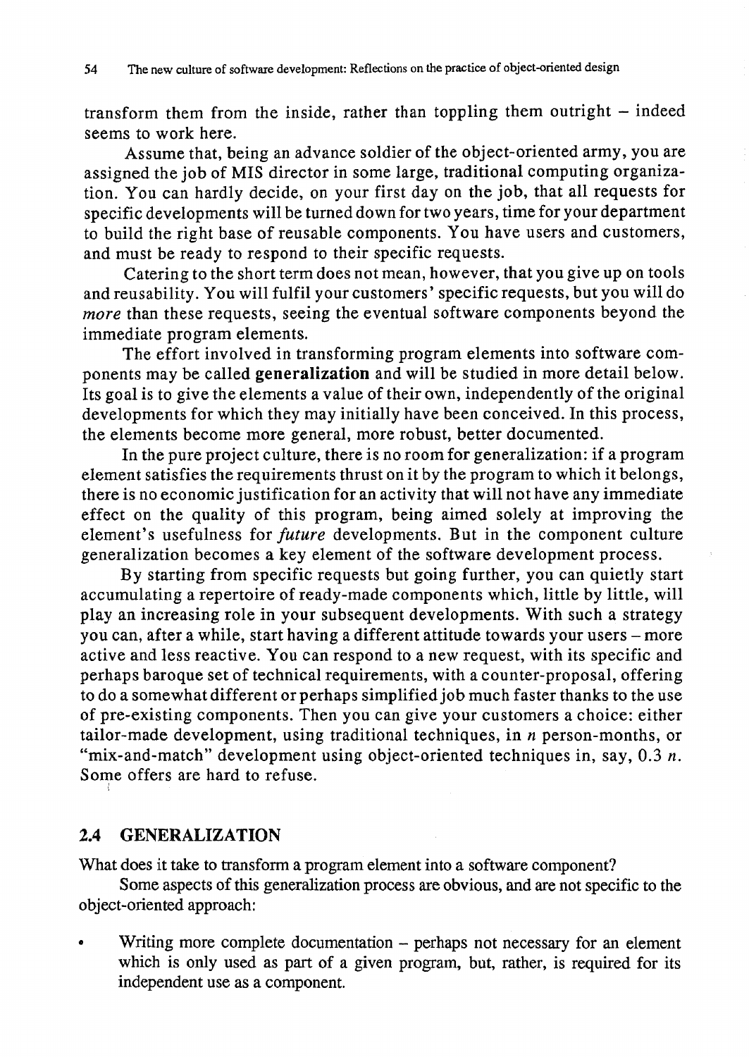transform them from the inside, rather than toppling them outright – indeed seems to work here.

Assume that, being an advance soldier of the object-oriented army, you are assigned the job of MIS director in some large, traditional computing organization. You can hardly decide, on your first day on the job, that all requests for specific developments will be turned down for two years, time for your department to build the right base of reusable components. You have users and customers, and must be ready to respond to their specific requests.

Catering to the short term does not mean, however, that you give up on tools and reusability. You will fulfil your customers' specific requests, but you will do *more* than these requests, seeing the eventual software components beyond the immediate program elements.

The effort involved in transforming program elements into software components may be called **generalization** and will be studied in more detail below. Its goal is to give the elements a value of their own, independently of the original developments for which they may initially have been conceived. In this process, the elements become more general, more robust, better documented.

In the pure project culture, there is no room for generalization: if a program element satisfies the requirements thrust on it by the program to which it belongs, there is no economic justification for an activity that will not have any immediate effect on the quality of this program, being aimed solely at improving the element's usefulness for *future* developments. But in the component culture generalization becomes a key element of the software development process.

By starting from specific requests but going further, you can quietly start accumulating a repertoire of ready-made components which, little by little, will play an increasing role in your subsequent developments. With such a strategy you can, after a while, start having a different attitude towards your users – more active and less reactive. You can respond to a new request, with its specific and perhaps baroque set of technical requirements, with a counter-proposal, offering to do a somewhat different or perhaps simplified job much faster thanks to the use of pre-existing components. Then you can give your customers a choice: either tailor-made development, using traditional techniques, in $n$ person-months, or "mix-and-match" development using object-oriented techniques in, say, $0.3\ n$. Some offers are hard to refuse.

## 2.4 GENERALIZATION

What does it take to transform a program element into a software component?

Some aspects of this generalization process are obvious, and are not specific to the object-oriented approach:

- Writing more complete documentation – perhaps not necessary for an element which is only used as part of a given program, but, rather, is required for its independent use as a component.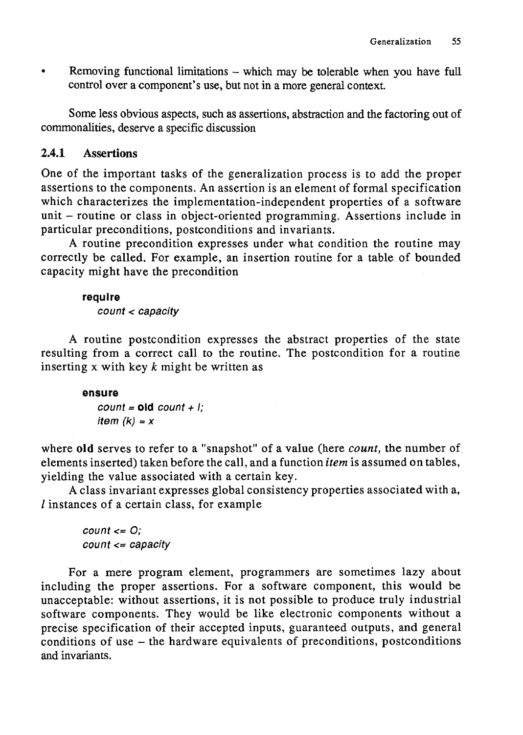- Removing functional limitations – which may be tolerable when you have full control over a component's use, but not in a more general context.

Some less obvious aspects, such as assertions, abstraction and the factoring out of commonalities, deserve a specific discussion

### 2.4.1 Assertions

One of the important tasks of the generalization process is to add the proper assertions to the components. An assertion is an element of formal specification which characterizes the implementation-independent properties of a software unit – routine or class in object-oriented programming. Assertions include in particular preconditions, postconditions and invariants.

A routine precondition expresses under what condition the routine may correctly be called. For example, an insertion routine for a table of bounded capacity might have the precondition

```
require
    count < capacity
```

A routine postcondition expresses the abstract properties of the state resulting from a correct call to the routine. The postcondition for a routine inserting x with key *k* might be written as

```
ensure
    count = old count + l;
    item (k) = x
```

where **old** serves to refer to a "snapshot" of a value (here *count*, the number of elements inserted) taken before the call, and a function *item* is assumed on tables, yielding the value associated with a certain key.

A class invariant expresses global consistency properties associated with a, *l* instances of a certain class, for example

```
count <= O;
count <= capacity
```

For a mere program element, programmers are sometimes lazy about including the proper assertions. For a software component, this would be unacceptable: without assertions, it is not possible to produce truly industrial software components. They would be like electronic components without a precise specification of their accepted inputs, guaranteed outputs, and general conditions of use – the hardware equivalents of preconditions, postconditions and invariants.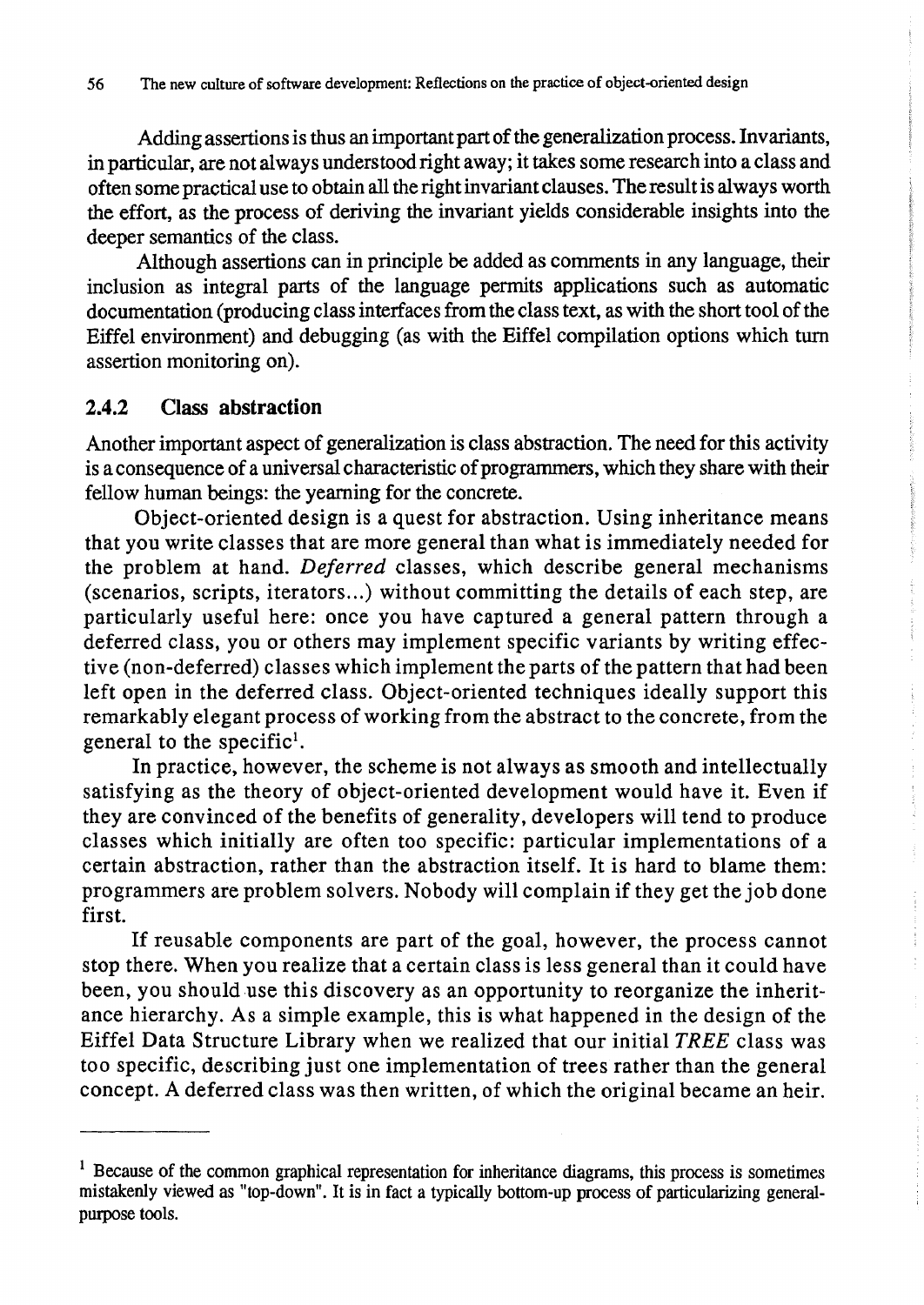Adding assertions is thus an important part of the generalization process. Invariants, in particular, are not always understood right away; it takes some research into a class and often some practical use to obtain all the right invariant clauses. The result is always worth the effort, as the process of deriving the invariant yields considerable insights into the deeper semantics of the class.

Although assertions can in principle be added as comments in any language, their inclusion as integral parts of the language permits applications such as automatic documentation (producing class interfaces from the class text, as with the short tool of the Eiffel environment) and debugging (as with the Eiffel compilation options which turn assertion monitoring on).

### 2.4.2 Class abstraction

Another important aspect of generalization is class abstraction. The need for this activity is a consequence of a universal characteristic of programmers, which they share with their fellow human beings: the yearning for the concrete.

Object-oriented design is a quest for abstraction. Using inheritance means that you write classes that are more general than what is immediately needed for the problem at hand. *Deferred* classes, which describe general mechanisms (scenarios, scripts, iterators...) without committing the details of each step, are particularly useful here: once you have captured a general pattern through a deferred class, you or others may implement specific variants by writing effective (non-deferred) classes which implement the parts of the pattern that had been left open in the deferred class. Object-oriented techniques ideally support this remarkably elegant process of working from the abstract to the concrete, from the general to the specific[1].

In practice, however, the scheme is not always as smooth and intellectually satisfying as the theory of object-oriented development would have it. Even if they are convinced of the benefits of generality, developers will tend to produce classes which initially are often too specific: particular implementations of a certain abstraction, rather than the abstraction itself. It is hard to blame them: programmers are problem solvers. Nobody will complain if they get the job done first.

If reusable components are part of the goal, however, the process cannot stop there. When you realize that a certain class is less general than it could have been, you should use this discovery as an opportunity to reorganize the inheritance hierarchy. As a simple example, this is what happened in the design of the Eiffel Data Structure Library when we realized that our initial *TREE* class was too specific, describing just one implementation of trees rather than the general concept. A deferred class was then written, of which the original became an heir.

---

[1] Because of the common graphical representation for inheritance diagrams, this process is sometimes mistakenly viewed as "top-down". It is in fact a typically bottom-up process of particularizing general-purpose tools.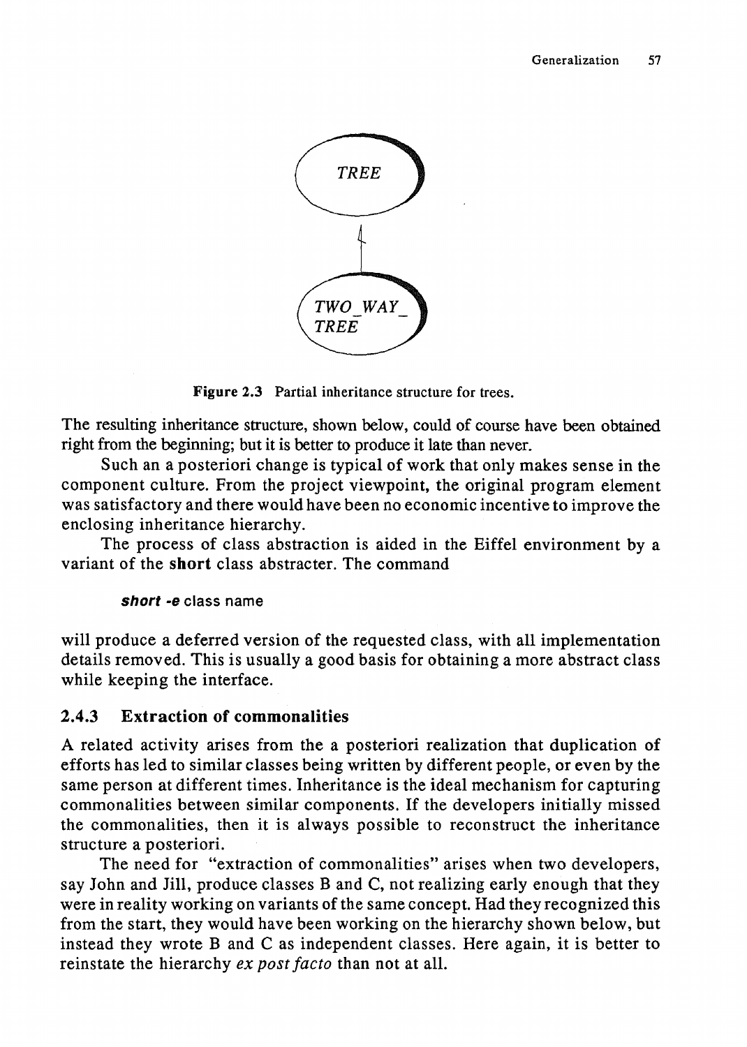Figure 2.3 Partial inheritance structure for trees.

The resulting inheritance structure, shown below, could of course have been obtained right from the beginning; but it is better to produce it late than never.

Such an a posteriori change is typical of work that only makes sense in the component culture. From the project viewpoint, the original program element was satisfactory and there would have been no economic incentive to improve the enclosing inheritance hierarchy.

The process of class abstraction is aided in the Eiffel environment by a variant of the **short** class abstracter. The command

```
short -e class name
```

will produce a deferred version of the requested class, with all implementation details removed. This is usually a good basis for obtaining a more abstract class while keeping the interface.

### 2.4.3 Extraction of commonalities

A related activity arises from the a posteriori realization that duplication of efforts has led to similar classes being written by different people, or even by the same person at different times. Inheritance is the ideal mechanism for capturing commonalities between similar components. If the developers initially missed the commonalities, then it is always possible to reconstruct the inheritance structure a posteriori.

The need for "extraction of commonalities" arises when two developers, say John and Jill, produce classes B and C, not realizing early enough that they were in reality working on variants of the same concept. Had they recognized this from the start, they would have been working on the hierarchy shown below, but instead they wrote B and C as independent classes. Here again, it is better to reinstate the hierarchy *ex post facto* than not at all.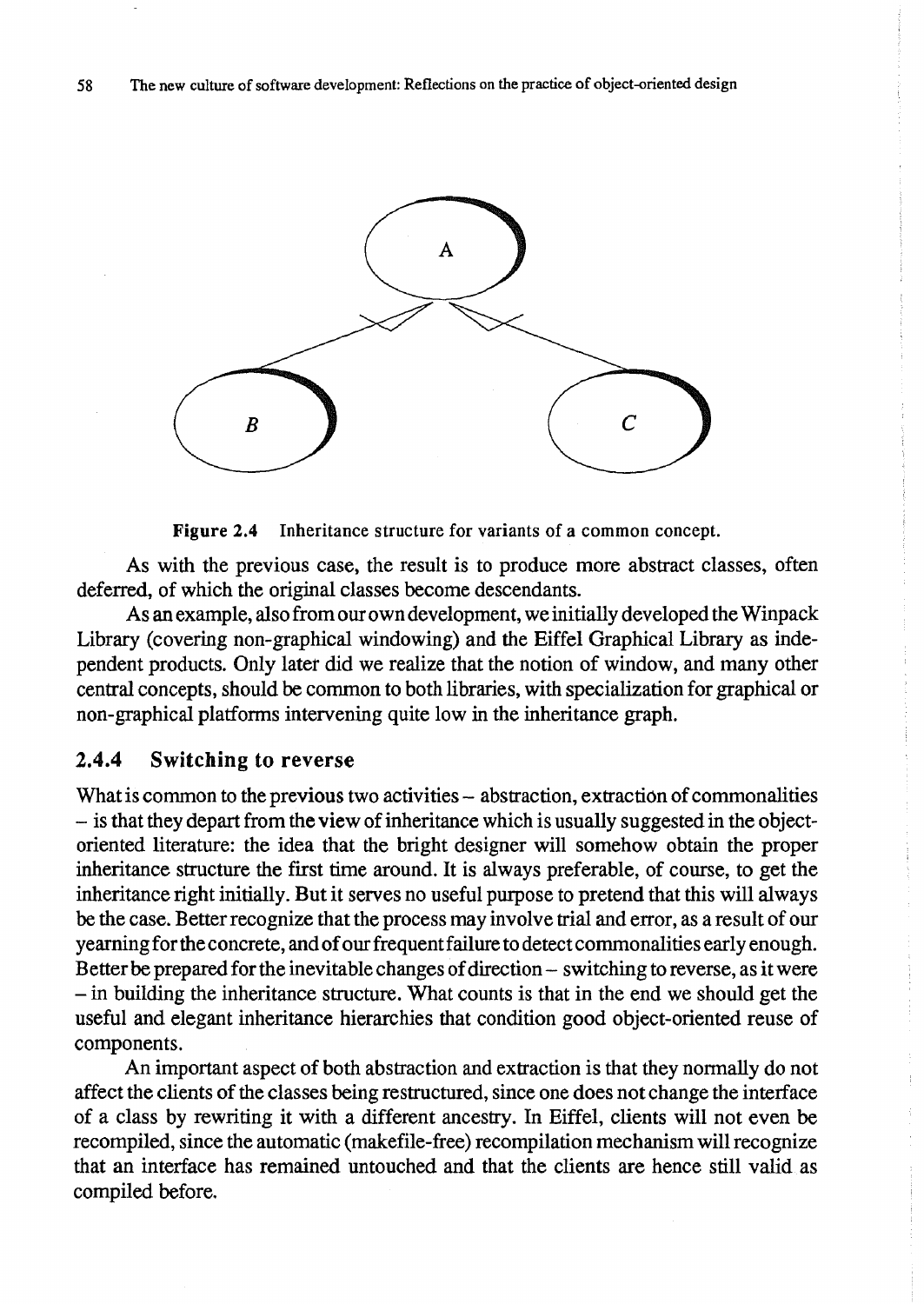**Figure 2.4** Inheritance structure for variants of a common concept.

As with the previous case, the result is to produce more abstract classes, often deferred, of which the original classes become descendants.

As an example, also from our own development, we initially developed the Winpack Library (covering non-graphical windowing) and the Eiffel Graphical Library as independent products. Only later did we realize that the notion of window, and many other central concepts, should be common to both libraries, with specialization for graphical or non-graphical platforms intervening quite low in the inheritance graph.

### 2.4.4 Switching to reverse

What is common to the previous two activities – abstraction, extraction of commonalities – is that they depart from the view of inheritance which is usually suggested in the object-oriented literature: the idea that the bright designer will somehow obtain the proper inheritance structure the first time around. It is always preferable, of course, to get the inheritance right initially. But it serves no useful purpose to pretend that this will always be the case. Better recognize that the process may involve trial and error, as a result of our yearning for the concrete, and of our frequent failure to detect commonalities early enough. Better be prepared for the inevitable changes of direction – switching to reverse, as it were – in building the inheritance structure. What counts is that in the end we should get the useful and elegant inheritance hierarchies that condition good object-oriented reuse of components.

An important aspect of both abstraction and extraction is that they normally do not affect the clients of the classes being restructured, since one does not change the interface of a class by rewriting it with a different ancestry. In Eiffel, clients will not even be recompiled, since the automatic (makefile-free) recompilation mechanism will recognize that an interface has remained untouched and that the clients are hence still valid as compiled before.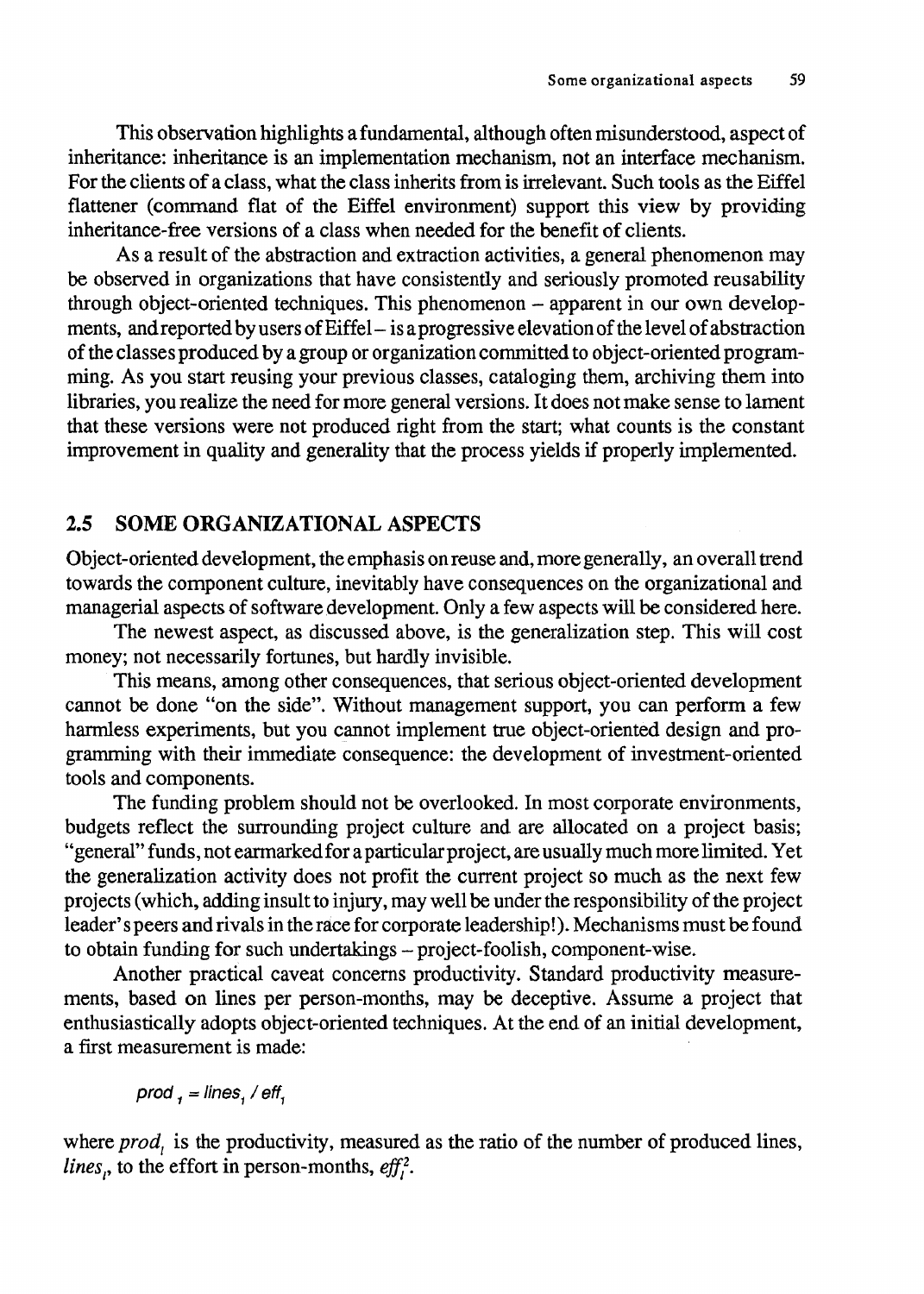This observation highlights a fundamental, although often misunderstood, aspect of inheritance: inheritance is an implementation mechanism, not an interface mechanism. For the clients of a class, what the class inherits from is irrelevant. Such tools as the Eiffel flattener (command flat of the Eiffel environment) support this view by providing inheritance-free versions of a class when needed for the benefit of clients.

As a result of the abstraction and extraction activities, a general phenomenon may be observed in organizations that have consistently and seriously promoted reusability through object-oriented techniques. This phenomenon – apparent in our own developments, and reported by users of Eiffel – is a progressive elevation of the level of abstraction of the classes produced by a group or organization committed to object-oriented programming. As you start reusing your previous classes, cataloging them, archiving them into libraries, you realize the need for more general versions. It does not make sense to lament that these versions were not produced right from the start; what counts is the constant improvement in quality and generality that the process yields if properly implemented.

## 2.5 SOME ORGANIZATIONAL ASPECTS

Object-oriented development, the emphasis on reuse and, more generally, an overall trend towards the component culture, inevitably have consequences on the organizational and managerial aspects of software development. Only a few aspects will be considered here.

The newest aspect, as discussed above, is the generalization step. This will cost money; not necessarily fortunes, but hardly invisible.

This means, among other consequences, that serious object-oriented development cannot be done "on the side". Without management support, you can perform a few harmless experiments, but you cannot implement true object-oriented design and programming with their immediate consequence: the development of investment-oriented tools and components.

The funding problem should not be overlooked. In most corporate environments, budgets reflect the surrounding project culture and are allocated on a project basis; "general" funds, not earmarked for a particular project, are usually much more limited. Yet the generalization activity does not profit the current project so much as the next few projects (which, adding insult to injury, may well be under the responsibility of the project leader's peers and rivals in the race for corporate leadership!). Mechanisms must be found to obtain funding for such undertakings – project-foolish, component-wise.

Another practical caveat concerns productivity. Standard productivity measurements, based on lines per person-months, may be deceptive. Assume a project that enthusiastically adopts object-oriented techniques. At the end of an initial development, a first measurement is made:

$$prod_1 = lines_1 / eff_1$$

where $prod_1$ is the productivity, measured as the ratio of the number of produced lines, $lines_1$, to the effort in person-months, $eff_1^2$.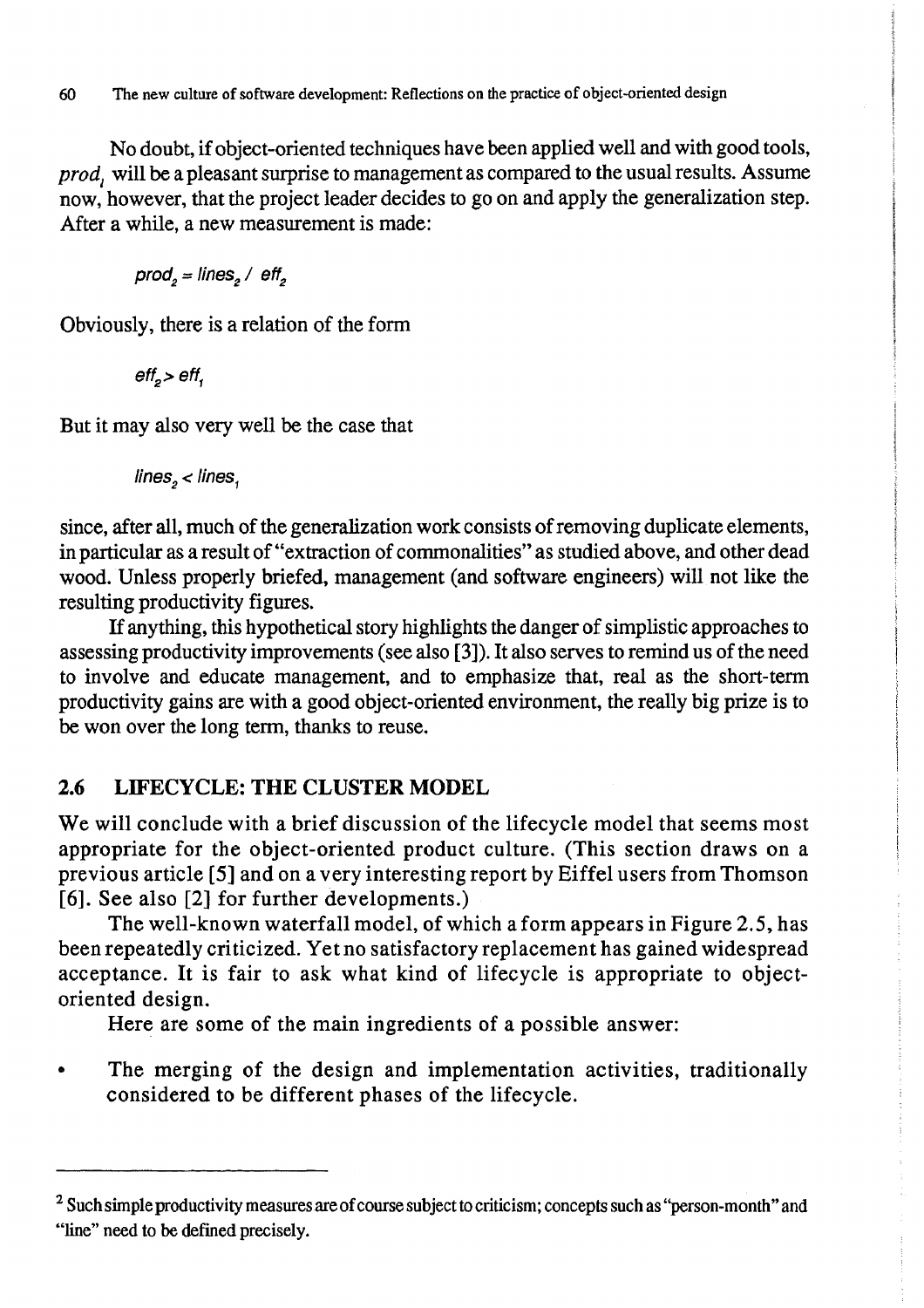No doubt, if object-oriented techniques have been applied well and with good tools, $prod_1$ will be a pleasant surprise to management as compared to the usual results. Assume now, however, that the project leader decides to go on and apply the generalization step. After a while, a new measurement is made:

$$prod_2 = lines_2 / eff_2$$

Obviously, there is a relation of the form

$$eff_2 > eff_1$$

But it may also very well be the case that

$$lines_2 < lines_1$$

since, after all, much of the generalization work consists of removing duplicate elements, in particular as a result of "extraction of commonalities" as studied above, and other dead wood. Unless properly briefed, management (and software engineers) will not like the resulting productivity figures.

If anything, this hypothetical story highlights the danger of simplistic approaches to assessing productivity improvements (see also [3]). It also serves to remind us of the need to involve and educate management, and to emphasize that, real as the short-term productivity gains are with a good object-oriented environment, the really big prize is to be won over the long term, thanks to reuse.

## 2.6 LIFECYCLE: THE CLUSTER MODEL

We will conclude with a brief discussion of the lifecycle model that seems most appropriate for the object-oriented product culture. (This section draws on a previous article [5] and on a very interesting report by Eiffel users from Thomson [6]. See also [2] for further developments.)

The well-known waterfall model, of which a form appears in Figure 2.5, has been repeatedly criticized. Yet no satisfactory replacement has gained widespread acceptance. It is fair to ask what kind of lifecycle is appropriate to object-oriented design.

Here are some of the main ingredients of a possible answer:

- The merging of the design and implementation activities, traditionally considered to be different phases of the lifecycle.

---

[2] Such simple productivity measures are of course subject to criticism; concepts such as "person-month" and "line" need to be defined precisely.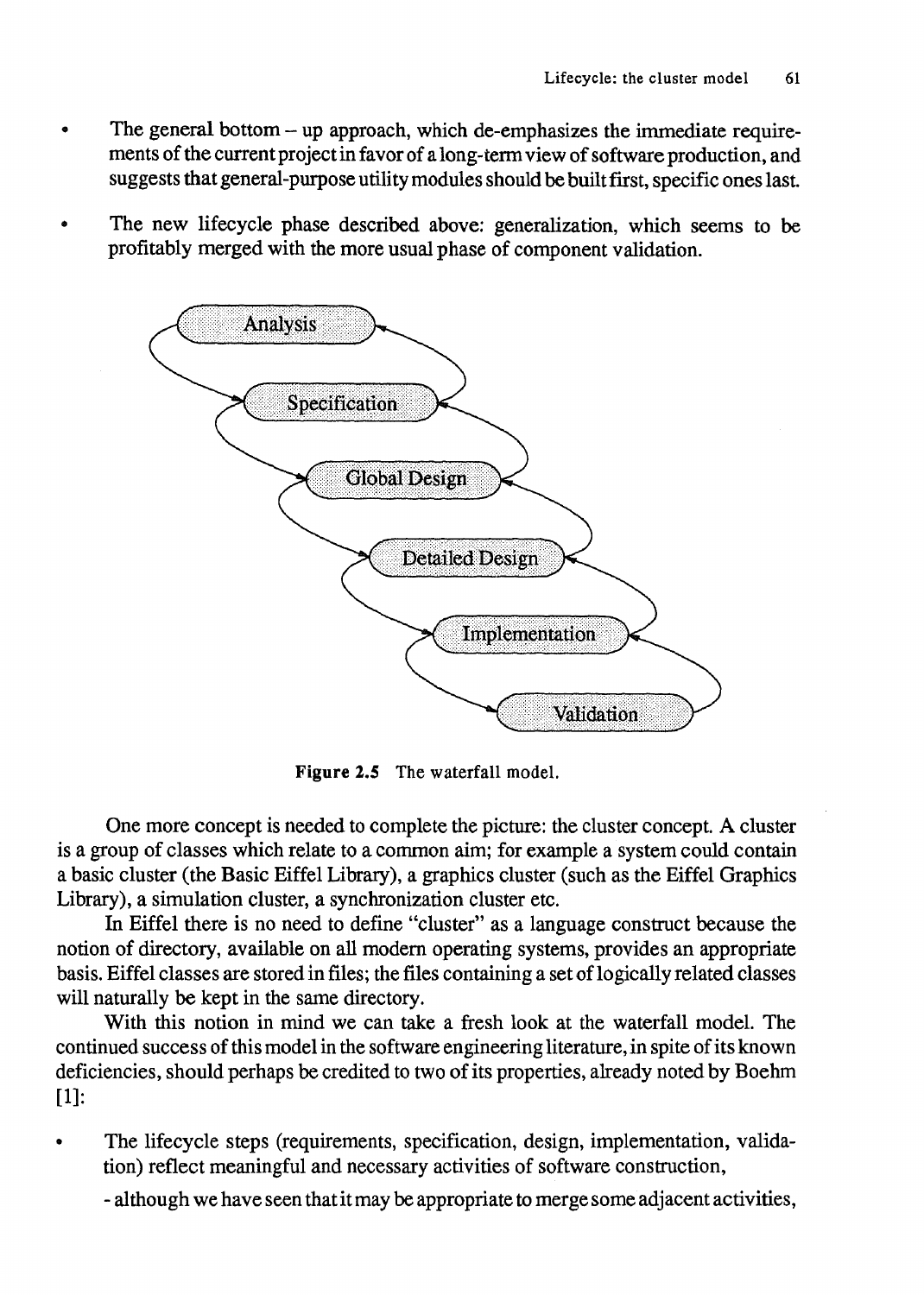- The general bottom – up approach, which de-emphasizes the immediate requirements of the current project in favor of a long-term view of software production, and suggests that general-purpose utility modules should be built first, specific ones last.

- The new lifecycle phase described above: generalization, which seems to be profitably merged with the more usual phase of component validation.

Analysis → Specification → Global Design → Detailed Design → Implementation → Validation

**Figure 2.5** The waterfall model.

One more concept is needed to complete the picture: the cluster concept. A cluster is a group of classes which relate to a common aim; for example a system could contain a basic cluster (the Basic Eiffel Library), a graphics cluster (such as the Eiffel Graphics Library), a simulation cluster, a synchronization cluster etc.

In Eiffel there is no need to define "cluster" as a language construct because the notion of directory, available on all modern operating systems, provides an appropriate basis. Eiffel classes are stored in files; the files containing a set of logically related classes will naturally be kept in the same directory.

With this notion in mind we can take a fresh look at the waterfall model. The continued success of this model in the software engineering literature, in spite of its known deficiencies, should perhaps be credited to two of its properties, already noted by Boehm [1]:

- The lifecycle steps (requirements, specification, design, implementation, validation) reflect meaningful and necessary activities of software construction,

  - although we have seen that it may be appropriate to merge some adjacent activities,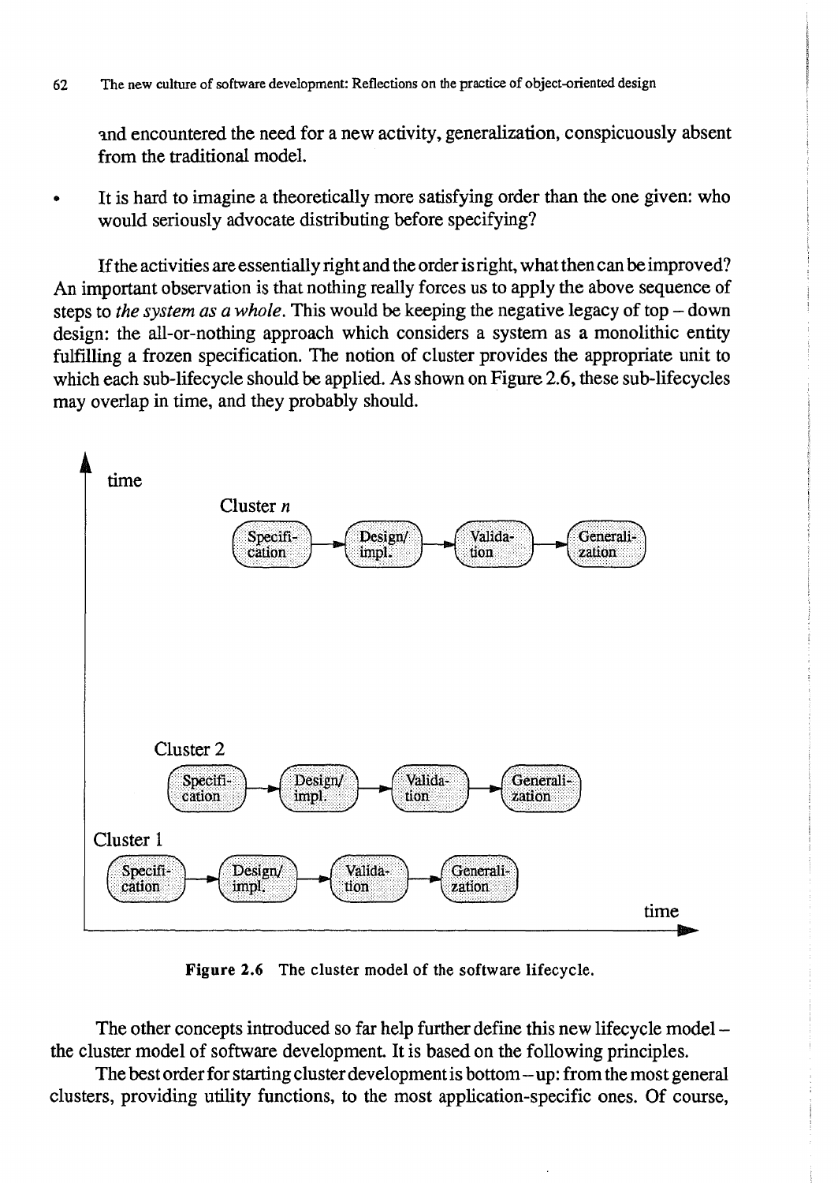and encountered the need for a new activity, generalization, conspicuously absent from the traditional model.

- It is hard to imagine a theoretically more satisfying order than the one given: who would seriously advocate distributing before specifying?

If the activities are essentially right and the order is right, what then can be improved? An important observation is that nothing really forces us to apply the above sequence of steps to *the system as a whole*. This would be keeping the negative legacy of top – down design: the all-or-nothing approach which considers a system as a monolithic entity fulfilling a frozen specification. The notion of cluster provides the appropriate unit to which each sub-lifecycle should be applied. As shown on Figure 2.6, these sub-lifecycles may overlap in time, and they probably should.

**Figure 2.6** The cluster model of the software lifecycle.

The other concepts introduced so far help further define this new lifecycle model – the cluster model of software development. It is based on the following principles.

The best order for starting cluster development is bottom – up: from the most general clusters, providing utility functions, to the most application-specific ones. Of course,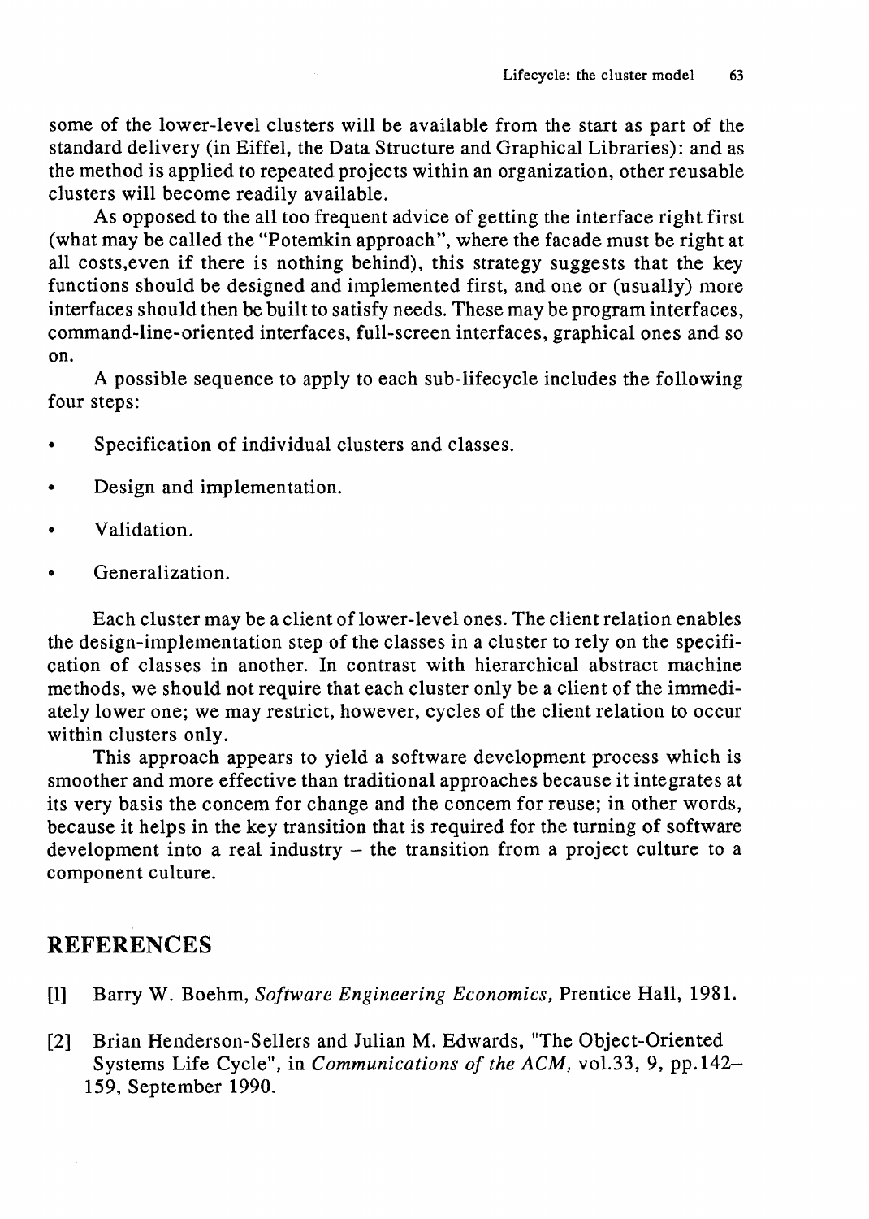some of the lower-level clusters will be available from the start as part of the standard delivery (in Eiffel, the Data Structure and Graphical Libraries): and as the method is applied to repeated projects within an organization, other reusable clusters will become readily available.

As opposed to the all too frequent advice of getting the interface right first (what may be called the "Potemkin approach", where the facade must be right at all costs,even if there is nothing behind), this strategy suggests that the key functions should be designed and implemented first, and one or (usually) more interfaces should then be built to satisfy needs. These may be program interfaces, command-line-oriented interfaces, full-screen interfaces, graphical ones and so on.

A possible sequence to apply to each sub-lifecycle includes the following four steps:

- Specification of individual clusters and classes.
- Design and implementation.
- Validation.
- Generalization.

Each cluster may be a client of lower-level ones. The client relation enables the design-implementation step of the classes in a cluster to rely on the specification of classes in another. In contrast with hierarchical abstract machine methods, we should not require that each cluster only be a client of the immediately lower one; we may restrict, however, cycles of the client relation to occur within clusters only.

This approach appears to yield a software development process which is smoother and more effective than traditional approaches because it integrates at its very basis the concem for change and the concem for reuse; in other words, because it helps in the key transition that is required for the turning of software development into a real industry – the transition from a project culture to a component culture.

## REFERENCES

[1] Barry W. Boehm, *Software Engineering Economics,* Prentice Hall, 1981.

[2] Brian Henderson-Sellers and Julian M. Edwards, "The Object-Oriented Systems Life Cycle", in *Communications of the ACM,* vol.33, 9, pp.142–159, September 1990.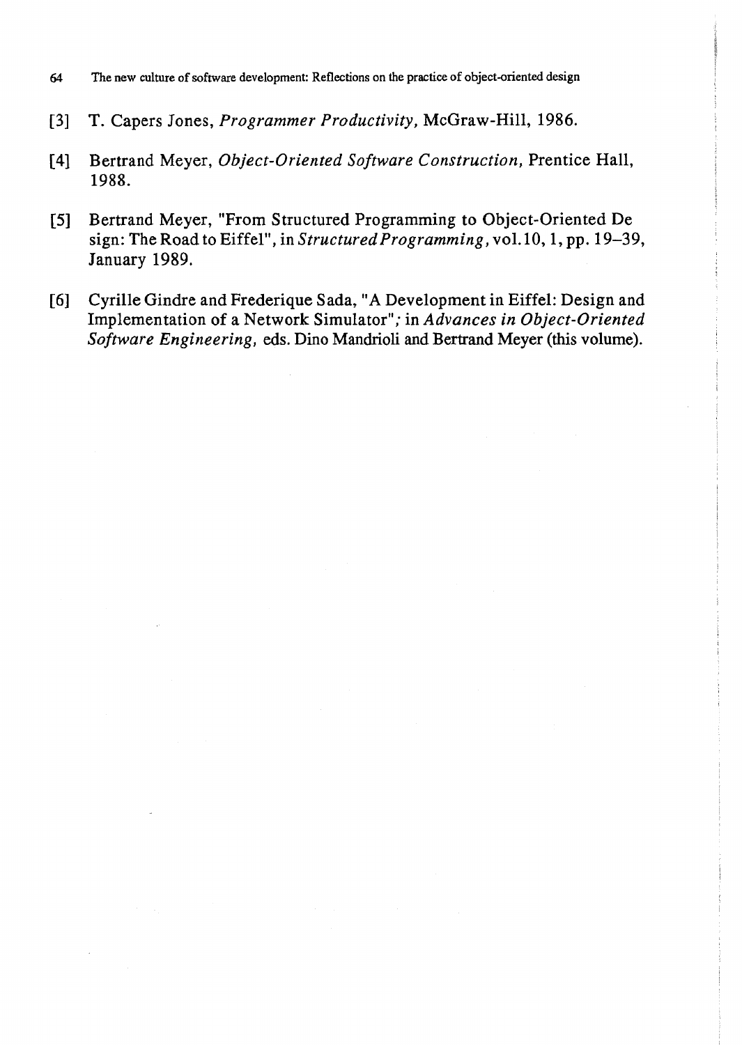[3] T. Capers Jones, *Programmer Productivity*, McGraw-Hill, 1986.

[4] Bertrand Meyer, *Object-Oriented Software Construction*, Prentice Hall, 1988.

[5] Bertrand Meyer, "From Structured Programming to Object-Oriented Design: The Road to Eiffel", in *Structured Programming*, vol.10, 1, pp. 19–39, January 1989.

[6] Cyrille Gindre and Frederique Sada, "A Development in Eiffel: Design and Implementation of a Network Simulator"; in *Advances in Object-Oriented Software Engineering*, eds. Dino Mandrioli and Bertrand Meyer (this volume).